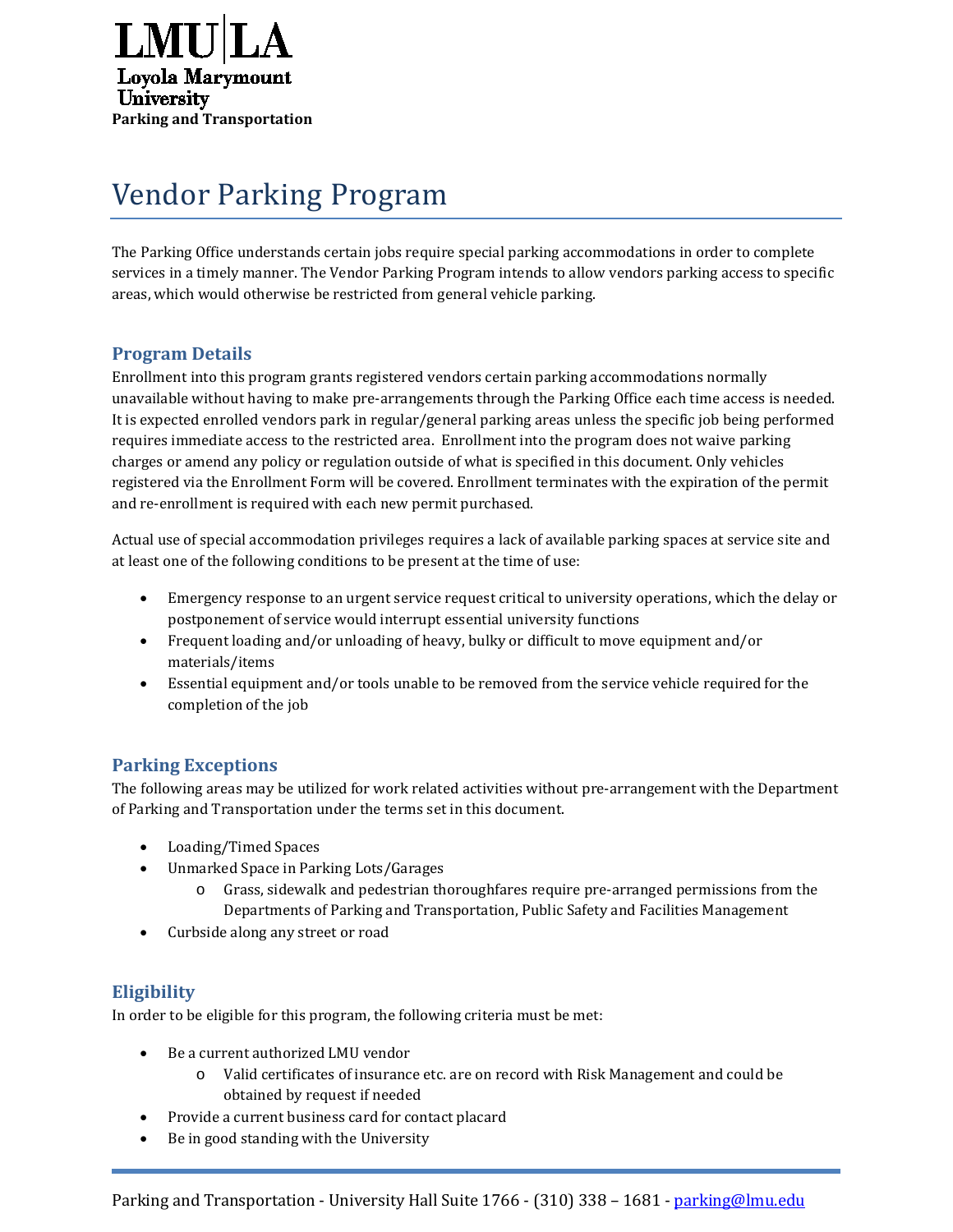LMU|LA
Loyola Marymount University
**Parking and Transportation**

# Vendor Parking Program

The Parking Office understands certain jobs require special parking accommodations in order to complete services in a timely manner. The Vendor Parking Program intends to allow vendors parking access to specific areas, which would otherwise be restricted from general vehicle parking.

## Program Details

Enrollment into this program grants registered vendors certain parking accommodations normally unavailable without having to make pre-arrangements through the Parking Office each time access is needed. It is expected enrolled vendors park in regular/general parking areas unless the specific job being performed requires immediate access to the restricted area. Enrollment into the program does not waive parking charges or amend any policy or regulation outside of what is specified in this document. Only vehicles registered via the Enrollment Form will be covered. Enrollment terminates with the expiration of the permit and re-enrollment is required with each new permit purchased.

Actual use of special accommodation privileges requires a lack of available parking spaces at service site and at least one of the following conditions to be present at the time of use:

- Emergency response to an urgent service request critical to university operations, which the delay or postponement of service would interrupt essential university functions
- Frequent loading and/or unloading of heavy, bulky or difficult to move equipment and/or materials/items
- Essential equipment and/or tools unable to be removed from the service vehicle required for the completion of the job

## Parking Exceptions

The following areas may be utilized for work related activities without pre-arrangement with the Department of Parking and Transportation under the terms set in this document.

- Loading/Timed Spaces
- Unmarked Space in Parking Lots/Garages
  - Grass, sidewalk and pedestrian thoroughfares require pre-arranged permissions from the Departments of Parking and Transportation, Public Safety and Facilities Management
- Curbside along any street or road

## Eligibility

In order to be eligible for this program, the following criteria must be met:

- Be a current authorized LMU vendor
  - Valid certificates of insurance etc. are on record with Risk Management and could be obtained by request if needed
- Provide a current business card for contact placard
- Be in good standing with the University

Parking and Transportation - University Hall Suite 1766 - (310) 338 – 1681 - parking@lmu.edu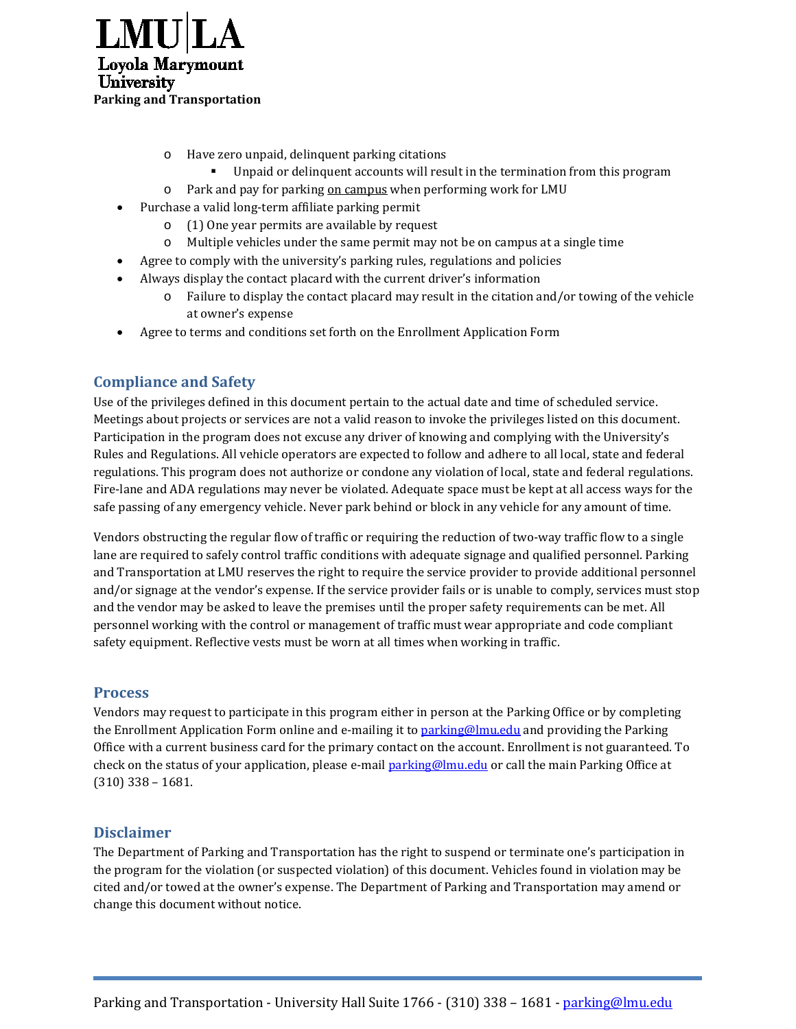- Have zero unpaid, delinquent parking citations
  - Unpaid or delinquent accounts will result in the termination from this program
- Park and pay for parking <u>on campus</u> when performing work for LMU

- Purchase a valid long-term affiliate parking permit
  - (1) One year permits are available by request
  - Multiple vehicles under the same permit may not be on campus at a single time
- Agree to comply with the university's parking rules, regulations and policies
- Always display the contact placard with the current driver's information
  - Failure to display the contact placard may result in the citation and/or towing of the vehicle at owner's expense
- Agree to terms and conditions set forth on the Enrollment Application Form

## Compliance and Safety

Use of the privileges defined in this document pertain to the actual date and time of scheduled service. Meetings about projects or services are not a valid reason to invoke the privileges listed on this document. Participation in the program does not excuse any driver of knowing and complying with the University's Rules and Regulations. All vehicle operators are expected to follow and adhere to all local, state and federal regulations. This program does not authorize or condone any violation of local, state and federal regulations. Fire-lane and ADA regulations may never be violated. Adequate space must be kept at all access ways for the safe passing of any emergency vehicle. Never park behind or block in any vehicle for any amount of time.

Vendors obstructing the regular flow of traffic or requiring the reduction of two-way traffic flow to a single lane are required to safely control traffic conditions with adequate signage and qualified personnel. Parking and Transportation at LMU reserves the right to require the service provider to provide additional personnel and/or signage at the vendor's expense. If the service provider fails or is unable to comply, services must stop and the vendor may be asked to leave the premises until the proper safety requirements can be met. All personnel working with the control or management of traffic must wear appropriate and code compliant safety equipment. Reflective vests must be worn at all times when working in traffic.

## Process

Vendors may request to participate in this program either in person at the Parking Office or by completing the Enrollment Application Form online and e-mailing it to parking@lmu.edu and providing the Parking Office with a current business card for the primary contact on the account. Enrollment is not guaranteed. To check on the status of your application, please e-mail parking@lmu.edu or call the main Parking Office at (310) 338 – 1681.

## Disclaimer

The Department of Parking and Transportation has the right to suspend or terminate one's participation in the program for the violation (or suspected violation) of this document. Vehicles found in violation may be cited and/or towed at the owner's expense. The Department of Parking and Transportation may amend or change this document without notice.